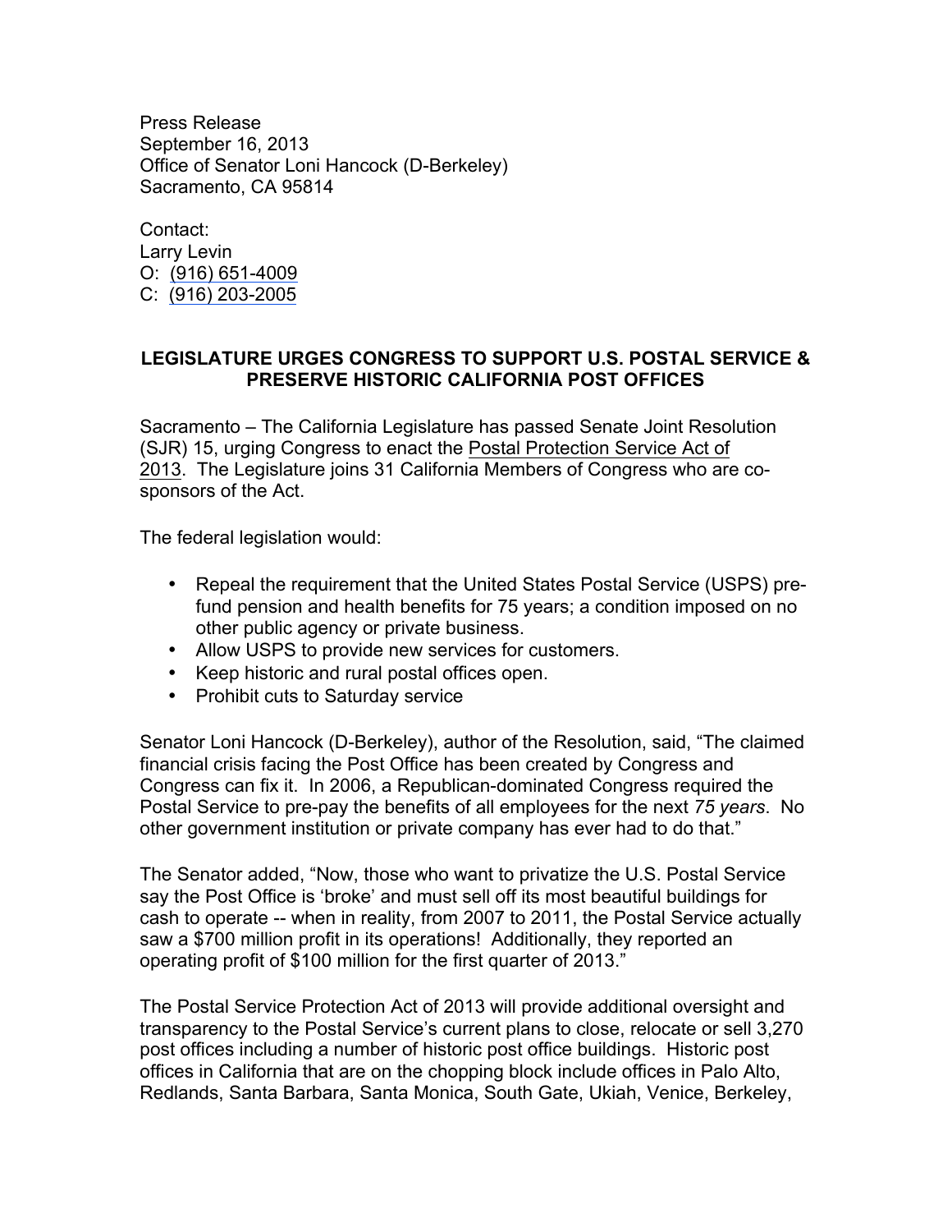Press Release
September 16, 2013
Office of Senator Loni Hancock (D-Berkeley)
Sacramento, CA 95814

Contact:
Larry Levin
O: (916) 651-4009
C: (916) 203-2005

## LEGISLATURE URGES CONGRESS TO SUPPORT U.S. POSTAL SERVICE & PRESERVE HISTORIC CALIFORNIA POST OFFICES

Sacramento – The California Legislature has passed Senate Joint Resolution (SJR) 15, urging Congress to enact the Postal Protection Service Act of 2013. The Legislature joins 31 California Members of Congress who are co-sponsors of the Act.

The federal legislation would:

- Repeal the requirement that the United States Postal Service (USPS) pre-fund pension and health benefits for 75 years; a condition imposed on no other public agency or private business.
- Allow USPS to provide new services for customers.
- Keep historic and rural postal offices open.
- Prohibit cuts to Saturday service

Senator Loni Hancock (D-Berkeley), author of the Resolution, said, "The claimed financial crisis facing the Post Office has been created by Congress and Congress can fix it. In 2006, a Republican-dominated Congress required the Postal Service to pre-pay the benefits of all employees for the next *75 years*. No other government institution or private company has ever had to do that."

The Senator added, "Now, those who want to privatize the U.S. Postal Service say the Post Office is 'broke' and must sell off its most beautiful buildings for cash to operate -- when in reality, from 2007 to 2011, the Postal Service actually saw a $700 million profit in its operations! Additionally, they reported an operating profit of $100 million for the first quarter of 2013."

The Postal Service Protection Act of 2013 will provide additional oversight and transparency to the Postal Service's current plans to close, relocate or sell 3,270 post offices including a number of historic post office buildings. Historic post offices in California that are on the chopping block include offices in Palo Alto, Redlands, Santa Barbara, Santa Monica, South Gate, Ukiah, Venice, Berkeley,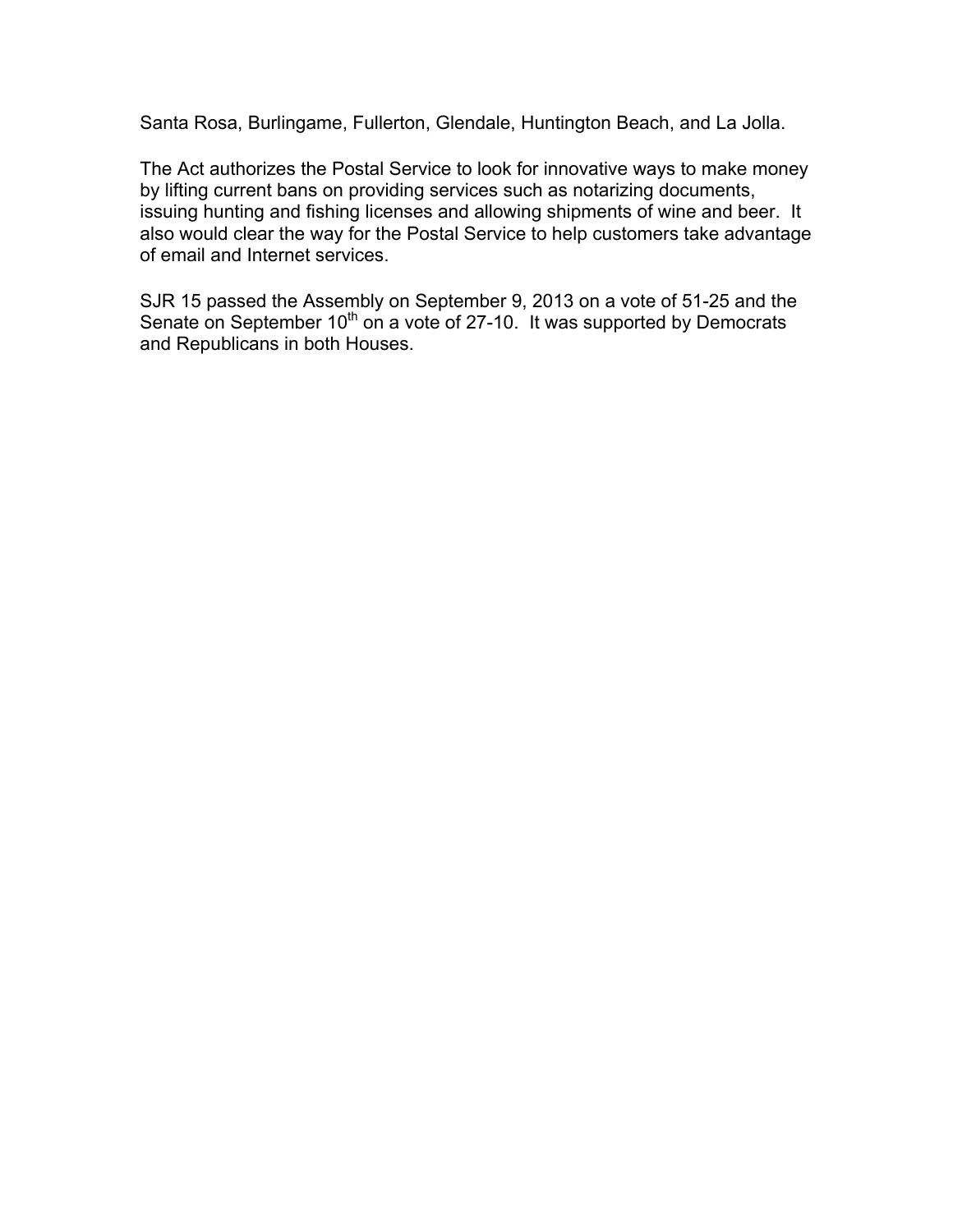Santa Rosa, Burlingame, Fullerton, Glendale, Huntington Beach, and La Jolla.

The Act authorizes the Postal Service to look for innovative ways to make money by lifting current bans on providing services such as notarizing documents, issuing hunting and fishing licenses and allowing shipments of wine and beer. It also would clear the way for the Postal Service to help customers take advantage of email and Internet services.

SJR 15 passed the Assembly on September 9, 2013 on a vote of 51-25 and the Senate on September 10th on a vote of 27-10. It was supported by Democrats and Republicans in both Houses.